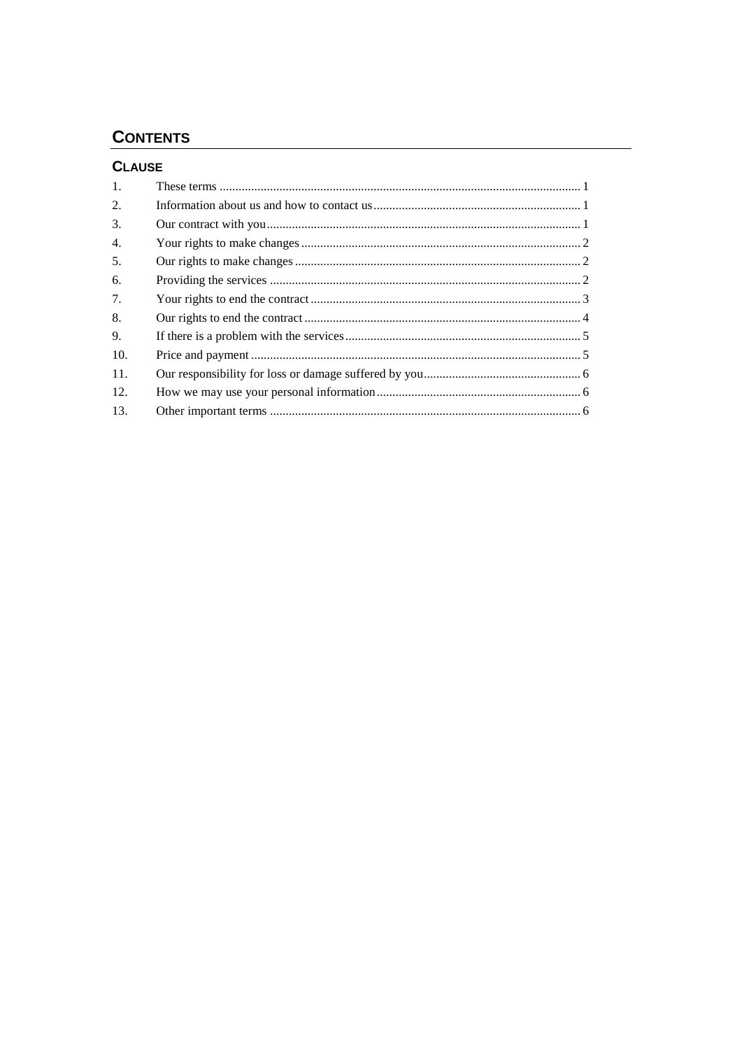# CONTENTS

## CLAUSE

| | | |
|---|---|---|
| 1. | These terms | 1 |
| 2. | Information about us and how to contact us | 1 |
| 3. | Our contract with you | 1 |
| 4. | Your rights to make changes | 2 |
| 5. | Our rights to make changes | 2 |
| 6. | Providing the services | 2 |
| 7. | Your rights to end the contract | 3 |
| 8. | Our rights to end the contract | 4 |
| 9. | If there is a problem with the services | 5 |
| 10. | Price and payment | 5 |
| 11. | Our responsibility for loss or damage suffered by you | 6 |
| 12. | How we may use your personal information | 6 |
| 13. | Other important terms | 6 |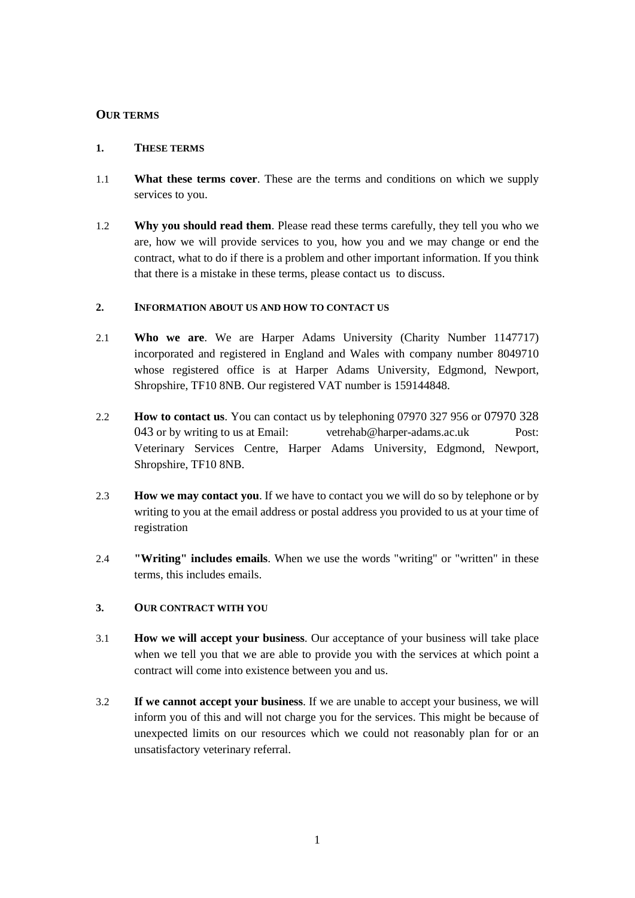## OUR TERMS

### 1. THESE TERMS

1.1 **What these terms cover**. These are the terms and conditions on which we supply services to you.

1.2 **Why you should read them**. Please read these terms carefully, they tell you who we are, how we will provide services to you, how you and we may change or end the contract, what to do if there is a problem and other important information. If you think that there is a mistake in these terms, please contact us to discuss.

### 2. INFORMATION ABOUT US AND HOW TO CONTACT US

2.1 **Who we are**. We are Harper Adams University (Charity Number 1147717) incorporated and registered in England and Wales with company number 8049710 whose registered office is at Harper Adams University, Edgmond, Newport, Shropshire, TF10 8NB. Our registered VAT number is 159144848.

2.2 **How to contact us**. You can contact us by telephoning 07970 327 956 or 07970 328 043 or by writing to us at Email: vetrehab@harper-adams.ac.uk Post: Veterinary Services Centre, Harper Adams University, Edgmond, Newport, Shropshire, TF10 8NB.

2.3 **How we may contact you**. If we have to contact you we will do so by telephone or by writing to you at the email address or postal address you provided to us at your time of registration

2.4 **"Writing" includes emails**. When we use the words "writing" or "written" in these terms, this includes emails.

### 3. OUR CONTRACT WITH YOU

3.1 **How we will accept your business**. Our acceptance of your business will take place when we tell you that we are able to provide you with the services at which point a contract will come into existence between you and us.

3.2 **If we cannot accept your business**. If we are unable to accept your business, we will inform you of this and will not charge you for the services. This might be because of unexpected limits on our resources which we could not reasonably plan for or an unsatisfactory veterinary referral.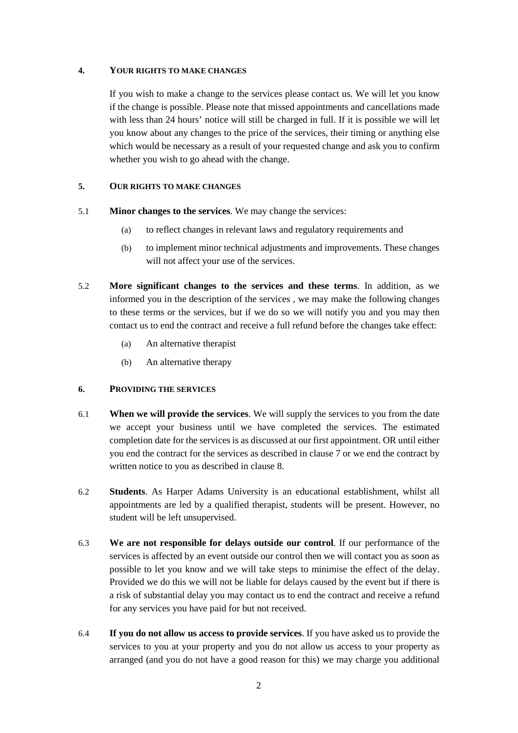## 4. YOUR RIGHTS TO MAKE CHANGES

If you wish to make a change to the services please contact us. We will let you know if the change is possible. Please note that missed appointments and cancellations made with less than 24 hours' notice will still be charged in full. If it is possible we will let you know about any changes to the price of the services, their timing or anything else which would be necessary as a result of your requested change and ask you to confirm whether you wish to go ahead with the change.

## 5. OUR RIGHTS TO MAKE CHANGES

5.1 **Minor changes to the services**. We may change the services:

- (a) to reflect changes in relevant laws and regulatory requirements and
- (b) to implement minor technical adjustments and improvements. These changes will not affect your use of the services.

5.2 **More significant changes to the services and these terms**. In addition, as we informed you in the description of the services , we may make the following changes to these terms or the services, but if we do so we will notify you and you may then contact us to end the contract and receive a full refund before the changes take effect:

- (a) An alternative therapist
- (b) An alternative therapy

## 6. PROVIDING THE SERVICES

6.1 **When we will provide the services**. We will supply the services to you from the date we accept your business until we have completed the services. The estimated completion date for the services is as discussed at our first appointment. OR until either you end the contract for the services as described in clause 7 or we end the contract by written notice to you as described in clause 8.

6.2 **Students**. As Harper Adams University is an educational establishment, whilst all appointments are led by a qualified therapist, students will be present. However, no student will be left unsupervised.

6.3 **We are not responsible for delays outside our control**. If our performance of the services is affected by an event outside our control then we will contact you as soon as possible to let you know and we will take steps to minimise the effect of the delay. Provided we do this we will not be liable for delays caused by the event but if there is a risk of substantial delay you may contact us to end the contract and receive a refund for any services you have paid for but not received.

6.4 **If you do not allow us access to provide services**. If you have asked us to provide the services to you at your property and you do not allow us access to your property as arranged (and you do not have a good reason for this) we may charge you additional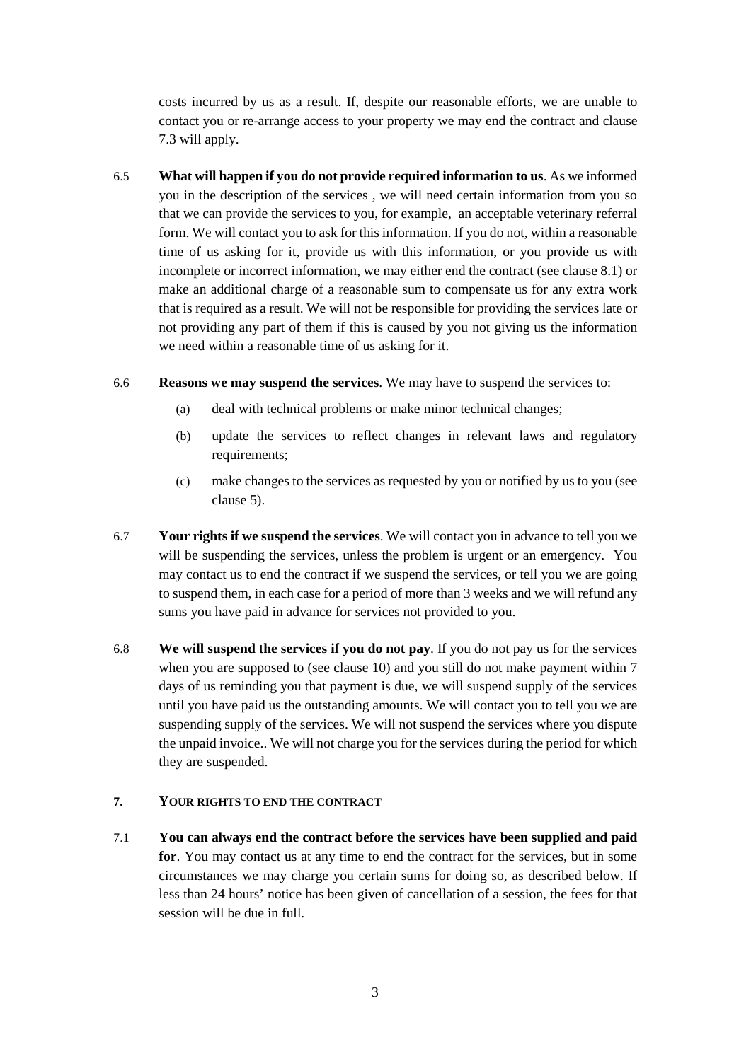costs incurred by us as a result. If, despite our reasonable efforts, we are unable to contact you or re-arrange access to your property we may end the contract and clause 7.3 will apply.

6.5 **What will happen if you do not provide required information to us**. As we informed you in the description of the services , we will need certain information from you so that we can provide the services to you, for example, an acceptable veterinary referral form. We will contact you to ask for this information. If you do not, within a reasonable time of us asking for it, provide us with this information, or you provide us with incomplete or incorrect information, we may either end the contract (see clause 8.1) or make an additional charge of a reasonable sum to compensate us for any extra work that is required as a result. We will not be responsible for providing the services late or not providing any part of them if this is caused by you not giving us the information we need within a reasonable time of us asking for it.

6.6 **Reasons we may suspend the services**. We may have to suspend the services to:

(a) deal with technical problems or make minor technical changes;

(b) update the services to reflect changes in relevant laws and regulatory requirements;

(c) make changes to the services as requested by you or notified by us to you (see clause 5).

6.7 **Your rights if we suspend the services**. We will contact you in advance to tell you we will be suspending the services, unless the problem is urgent or an emergency. You may contact us to end the contract if we suspend the services, or tell you we are going to suspend them, in each case for a period of more than 3 weeks and we will refund any sums you have paid in advance for services not provided to you.

6.8 **We will suspend the services if you do not pay**. If you do not pay us for the services when you are supposed to (see clause 10) and you still do not make payment within 7 days of us reminding you that payment is due, we will suspend supply of the services until you have paid us the outstanding amounts. We will contact you to tell you we are suspending supply of the services. We will not suspend the services where you dispute the unpaid invoice.. We will not charge you for the services during the period for which they are suspended.

## 7. YOUR RIGHTS TO END THE CONTRACT

7.1 **You can always end the contract before the services have been supplied and paid for**. You may contact us at any time to end the contract for the services, but in some circumstances we may charge you certain sums for doing so, as described below. If less than 24 hours' notice has been given of cancellation of a session, the fees for that session will be due in full.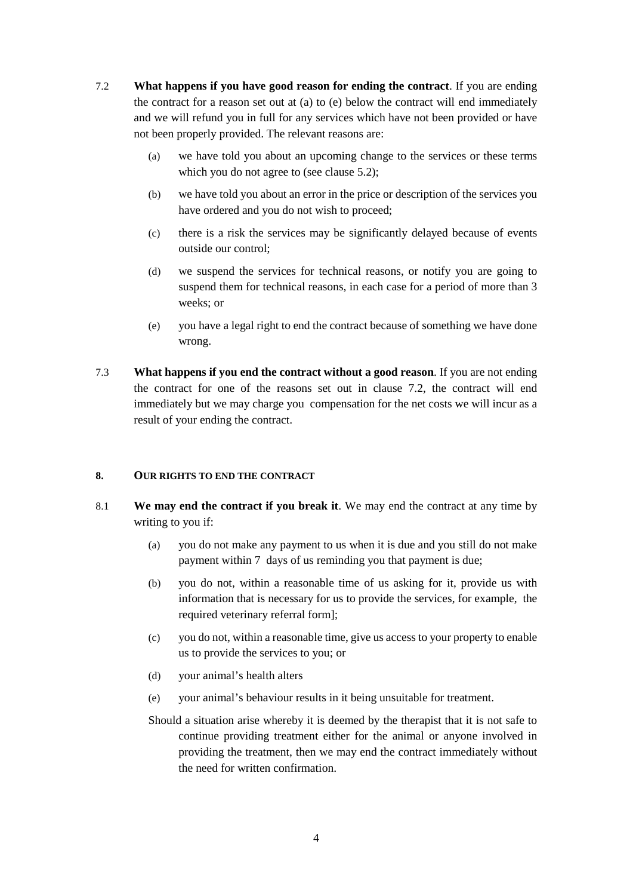7.2 **What happens if you have good reason for ending the contract**. If you are ending the contract for a reason set out at (a) to (e) below the contract will end immediately and we will refund you in full for any services which have not been provided or have not been properly provided. The relevant reasons are:

(a) we have told you about an upcoming change to the services or these terms which you do not agree to (see clause 5.2);

(b) we have told you about an error in the price or description of the services you have ordered and you do not wish to proceed;

(c) there is a risk the services may be significantly delayed because of events outside our control;

(d) we suspend the services for technical reasons, or notify you are going to suspend them for technical reasons, in each case for a period of more than 3 weeks; or

(e) you have a legal right to end the contract because of something we have done wrong.

7.3 **What happens if you end the contract without a good reason**. If you are not ending the contract for one of the reasons set out in clause 7.2, the contract will end immediately but we may charge you compensation for the net costs we will incur as a result of your ending the contract.

## 8. OUR RIGHTS TO END THE CONTRACT

8.1 **We may end the contract if you break it**. We may end the contract at any time by writing to you if:

(a) you do not make any payment to us when it is due and you still do not make payment within 7 days of us reminding you that payment is due;

(b) you do not, within a reasonable time of us asking for it, provide us with information that is necessary for us to provide the services, for example, the required veterinary referral form];

(c) you do not, within a reasonable time, give us access to your property to enable us to provide the services to you; or

(d) your animal's health alters

(e) your animal's behaviour results in it being unsuitable for treatment.

Should a situation arise whereby it is deemed by the therapist that it is not safe to continue providing treatment either for the animal or anyone involved in providing the treatment, then we may end the contract immediately without the need for written confirmation.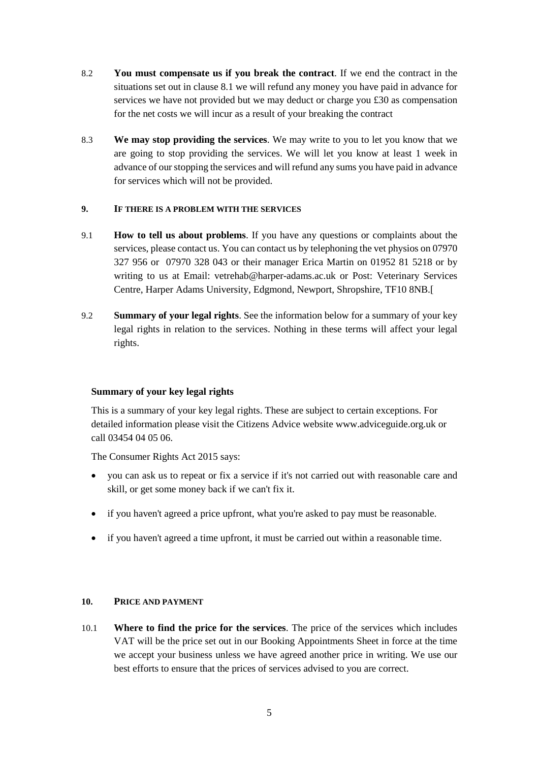8.2 **You must compensate us if you break the contract**. If we end the contract in the situations set out in clause 8.1 we will refund any money you have paid in advance for services we have not provided but we may deduct or charge you £30 as compensation for the net costs we will incur as a result of your breaking the contract

8.3 **We may stop providing the services**. We may write to you to let you know that we are going to stop providing the services. We will let you know at least 1 week in advance of our stopping the services and will refund any sums you have paid in advance for services which will not be provided.

## 9. IF THERE IS A PROBLEM WITH THE SERVICES

9.1 **How to tell us about problems**. If you have any questions or complaints about the services, please contact us. You can contact us by telephoning the vet physios on 07970 327 956 or 07970 328 043 or their manager Erica Martin on 01952 81 5218 or by writing to us at Email: vetrehab@harper-adams.ac.uk or Post: Veterinary Services Centre, Harper Adams University, Edgmond, Newport, Shropshire, TF10 8NB.[

9.2 **Summary of your legal rights**. See the information below for a summary of your key legal rights in relation to the services. Nothing in these terms will affect your legal rights.

**Summary of your key legal rights**

This is a summary of your key legal rights. These are subject to certain exceptions. For detailed information please visit the Citizens Advice website www.adviceguide.org.uk or call 03454 04 05 06.

The Consumer Rights Act 2015 says:

- you can ask us to repeat or fix a service if it's not carried out with reasonable care and skill, or get some money back if we can't fix it.
- if you haven't agreed a price upfront, what you're asked to pay must be reasonable.
- if you haven't agreed a time upfront, it must be carried out within a reasonable time.

## 10. PRICE AND PAYMENT

10.1 **Where to find the price for the services**. The price of the services which includes VAT will be the price set out in our Booking Appointments Sheet in force at the time we accept your business unless we have agreed another price in writing. We use our best efforts to ensure that the prices of services advised to you are correct.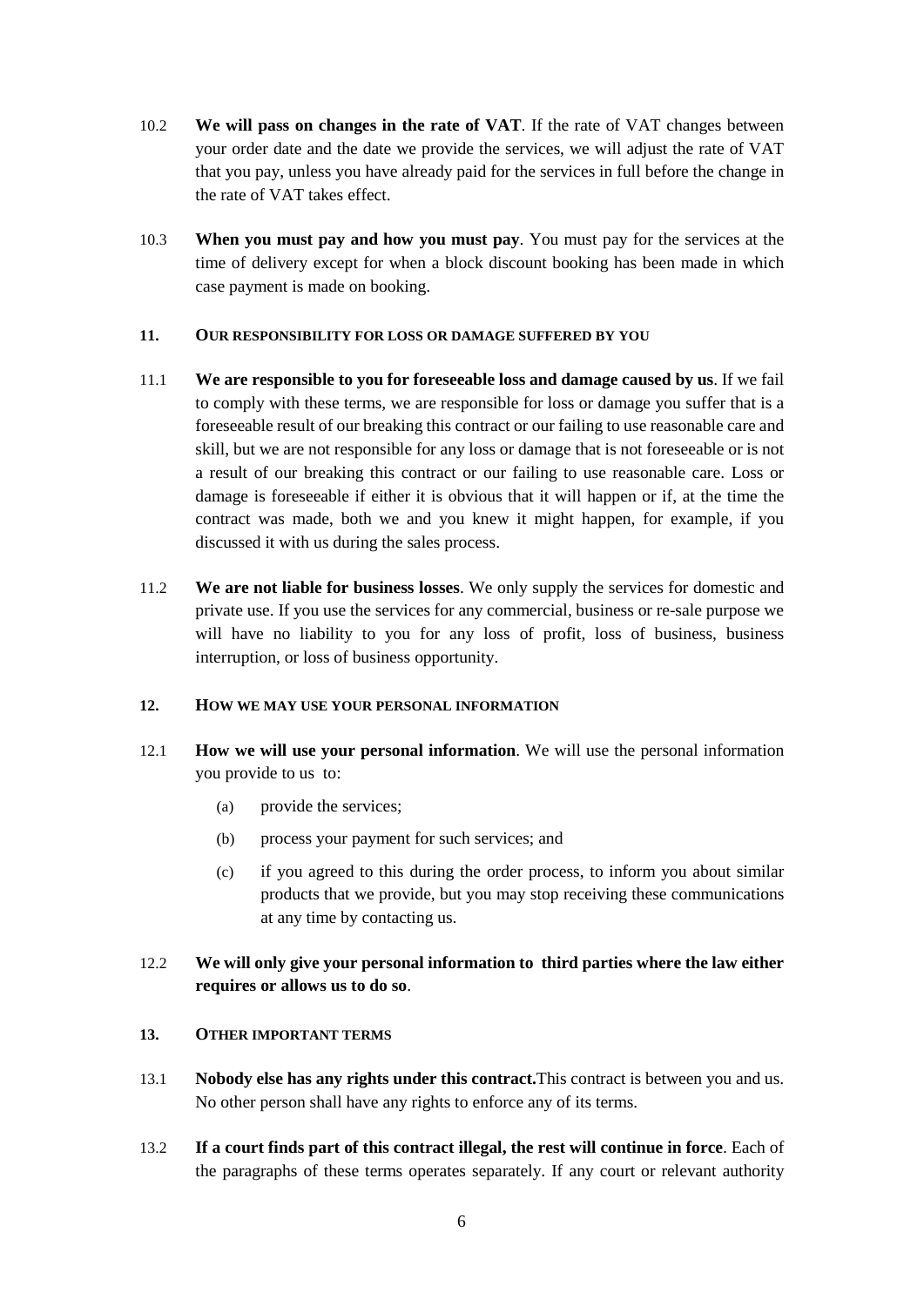10.2 **We will pass on changes in the rate of VAT**. If the rate of VAT changes between your order date and the date we provide the services, we will adjust the rate of VAT that you pay, unless you have already paid for the services in full before the change in the rate of VAT takes effect.

10.3 **When you must pay and how you must pay**. You must pay for the services at the time of delivery except for when a block discount booking has been made in which case payment is made on booking.

## 11. OUR RESPONSIBILITY FOR LOSS OR DAMAGE SUFFERED BY YOU

11.1 **We are responsible to you for foreseeable loss and damage caused by us**. If we fail to comply with these terms, we are responsible for loss or damage you suffer that is a foreseeable result of our breaking this contract or our failing to use reasonable care and skill, but we are not responsible for any loss or damage that is not foreseeable or is not a result of our breaking this contract or our failing to use reasonable care. Loss or damage is foreseeable if either it is obvious that it will happen or if, at the time the contract was made, both we and you knew it might happen, for example, if you discussed it with us during the sales process.

11.2 **We are not liable for business losses**. We only supply the services for domestic and private use. If you use the services for any commercial, business or re-sale purpose we will have no liability to you for any loss of profit, loss of business, business interruption, or loss of business opportunity.

## 12. HOW WE MAY USE YOUR PERSONAL INFORMATION

12.1 **How we will use your personal information**. We will use the personal information you provide to us to:

(a) provide the services;

(b) process your payment for such services; and

(c) if you agreed to this during the order process, to inform you about similar products that we provide, but you may stop receiving these communications at any time by contacting us.

12.2 **We will only give your personal information to third parties where the law either requires or allows us to do so**.

## 13. OTHER IMPORTANT TERMS

13.1 **Nobody else has any rights under this contract.**This contract is between you and us. No other person shall have any rights to enforce any of its terms.

13.2 **If a court finds part of this contract illegal, the rest will continue in force**. Each of the paragraphs of these terms operates separately. If any court or relevant authority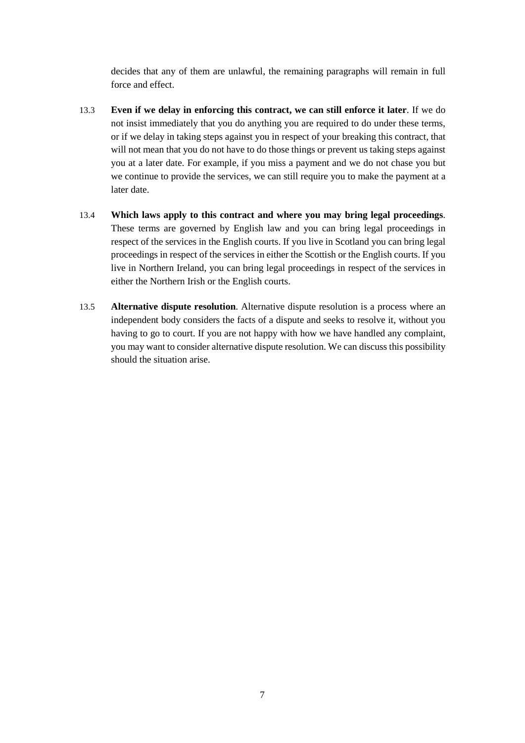decides that any of them are unlawful, the remaining paragraphs will remain in full force and effect.

13.3 **Even if we delay in enforcing this contract, we can still enforce it later**. If we do not insist immediately that you do anything you are required to do under these terms, or if we delay in taking steps against you in respect of your breaking this contract, that will not mean that you do not have to do those things or prevent us taking steps against you at a later date. For example, if you miss a payment and we do not chase you but we continue to provide the services, we can still require you to make the payment at a later date.

13.4 **Which laws apply to this contract and where you may bring legal proceedings**. These terms are governed by English law and you can bring legal proceedings in respect of the services in the English courts. If you live in Scotland you can bring legal proceedings in respect of the services in either the Scottish or the English courts. If you live in Northern Ireland, you can bring legal proceedings in respect of the services in either the Northern Irish or the English courts.

13.5 **Alternative dispute resolution**. Alternative dispute resolution is a process where an independent body considers the facts of a dispute and seeks to resolve it, without you having to go to court. If you are not happy with how we have handled any complaint, you may want to consider alternative dispute resolution. We can discuss this possibility should the situation arise.